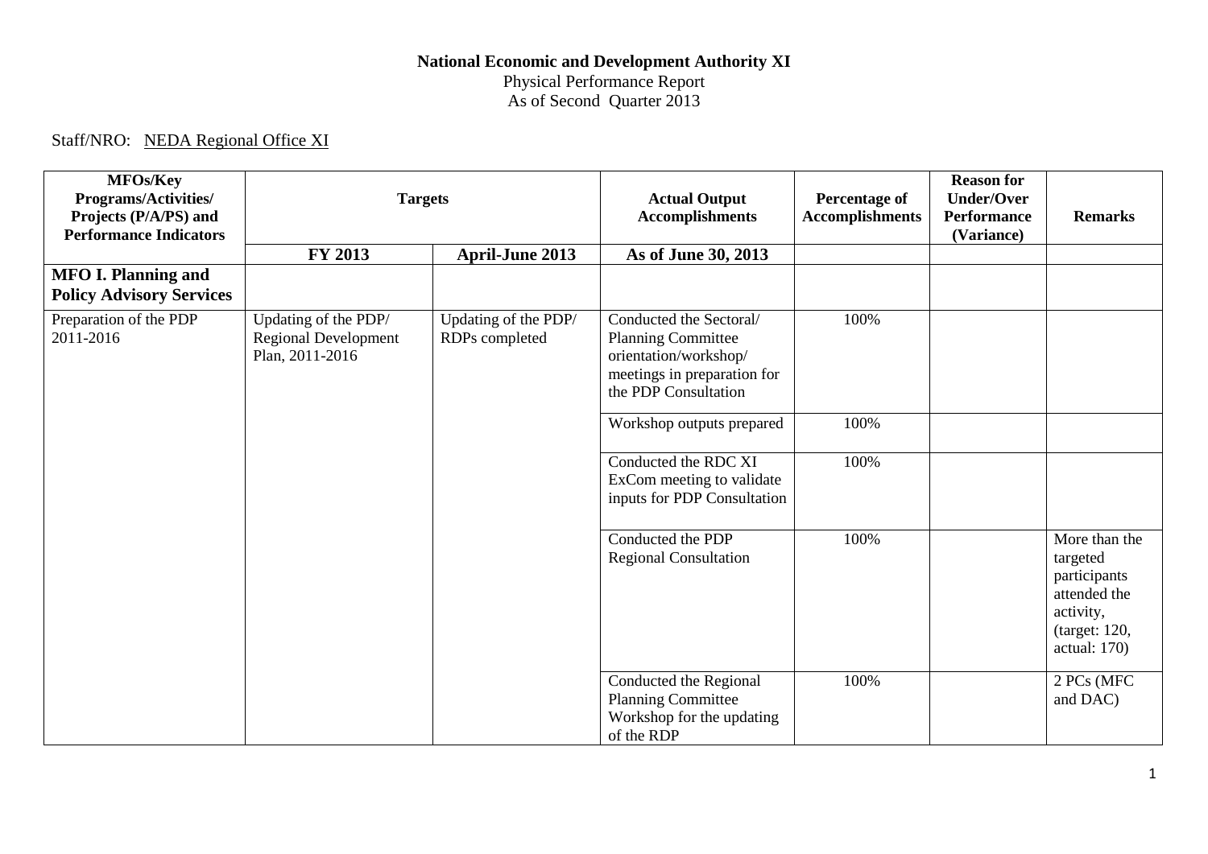**National Economic and Development Authority XI**
Physical Performance Report
As of Second Quarter 2013

Staff/NRO: NEDA Regional Office XI

| MFOs/Key Programs/Activities/ Projects (P/A/PS) and Performance Indicators | Targets | | Actual Output Accomplishments | Percentage of Accomplishments | Reason for Under/Over Performance (Variance) | Remarks |
|---|---|---|---|---|---|---|
| | **FY 2013** | **April-June 2013** | **As of June 30, 2013** | | | |
| **MFO I. Planning and Policy Advisory Services** | | | | | | |
| Preparation of the PDP 2011-2016 | Updating of the PDP/ Regional Development Plan, 2011-2016 | Updating of the PDP/ RDPs completed | Conducted the Sectoral/ Planning Committee orientation/workshop/ meetings in preparation for the PDP Consultation | 100% | | |
| | | | Workshop outputs prepared | 100% | | |
| | | | Conducted the RDC XI ExCom meeting to validate inputs for PDP Consultation | 100% | | |
| | | | Conducted the PDP Regional Consultation | 100% | | More than the targeted participants attended the activity, (target: 120, actual: 170) |
| | | | Conducted the Regional Planning Committee Workshop for the updating of the RDP | 100% | | 2 PCs (MFC and DAC) |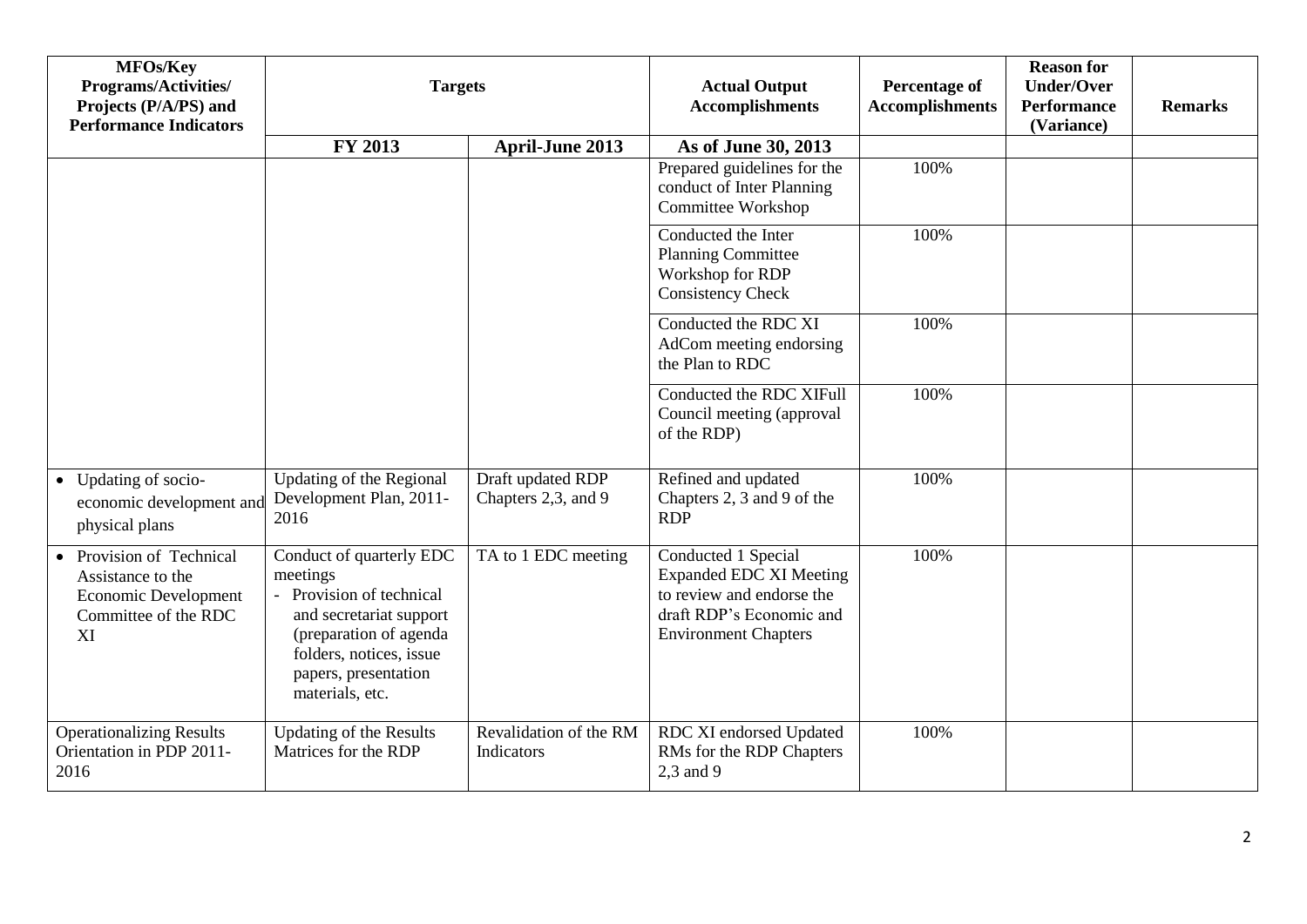| MFOs/Key Programs/Activities/ Projects (P/A/PS) and Performance Indicators | Targets | | Actual Output Accomplishments | Percentage of Accomplishments | Reason for Under/Over Performance (Variance) | Remarks |
|---|---|---|---|---|---|---|
| | FY 2013 | April-June 2013 | As of June 30, 2013 | | | |
| | | | Prepared guidelines for the conduct of Inter Planning Committee Workshop | 100% | | |
| | | | Conducted the Inter Planning Committee Workshop for RDP Consistency Check | 100% | | |
| | | | Conducted the RDC XI AdCom meeting endorsing the Plan to RDC | 100% | | |
| | | | Conducted the RDC XIFull Council meeting (approval of the RDP) | 100% | | |
| • Updating of socio-economic development and physical plans | Updating of the Regional Development Plan, 2011-2016 | Draft updated RDP Chapters 2,3, and 9 | Refined and updated Chapters 2, 3 and 9 of the RDP | 100% | | |
| • Provision of Technical Assistance to the Economic Development Committee of the RDC XI | Conduct of quarterly EDC meetings<br>- Provision of technical and secretariat support (preparation of agenda folders, notices, issue papers, presentation materials, etc. | TA to 1 EDC meeting | Conducted 1 Special Expanded EDC XI Meeting to review and endorse the draft RDP's Economic and Environment Chapters | 100% | | |
| Operationalizing Results Orientation in PDP 2011-2016 | Updating of the Results Matrices for the RDP | Revalidation of the RM Indicators | RDC XI endorsed Updated RMs for the RDP Chapters 2,3 and 9 | 100% | | |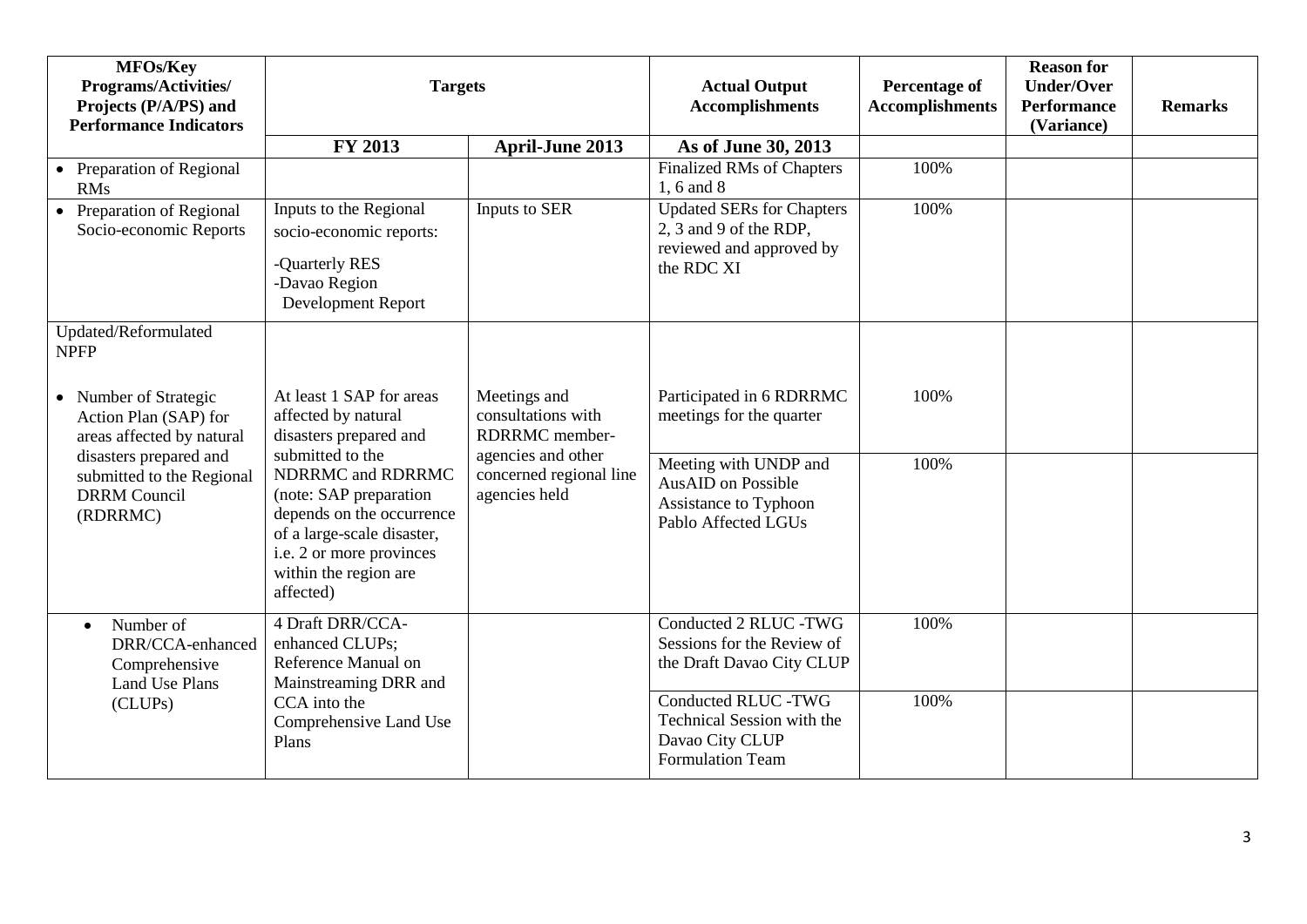| MFOs/Key Programs/Activities/ Projects (P/A/PS) and Performance Indicators | Targets | | Actual Output Accomplishments | Percentage of Accomplishments | Reason for Under/Over Performance (Variance) | Remarks |
|---|---|---|---|---|---|---|
| | FY 2013 | April-June 2013 | As of June 30, 2013 | | | |
| • Preparation of Regional RMs | | | Finalized RMs of Chapters 1, 6 and 8 | 100% | | |
| • Preparation of Regional Socio-economic Reports | Inputs to the Regional socio-economic reports: -Quarterly RES -Davao Region Development Report | Inputs to SER | Updated SERs for Chapters 2, 3 and 9 of the RDP, reviewed and approved by the RDC XI | 100% | | |
| Updated/Reformulated NPFP | | | | | | |
| • Number of Strategic Action Plan (SAP) for areas affected by natural disasters prepared and submitted to the Regional DRRM Council (RDRRMC) | At least 1 SAP for areas affected by natural disasters prepared and submitted to the NDRRMC and RDRRMC (note: SAP preparation depends on the occurrence of a large-scale disaster, i.e. 2 or more provinces within the region are affected) | Meetings and consultations with RDRRMC member-agencies and other concerned regional line agencies held | Participated in 6 RDRRMC meetings for the quarter | 100% | | |
| | | | Meeting with UNDP and AusAID on Possible Assistance to Typhoon Pablo Affected LGUs | 100% | | |
| • Number of DRR/CCA-enhanced Comprehensive Land Use Plans (CLUPs) | 4 Draft DRR/CCA-enhanced CLUPs; Reference Manual on Mainstreaming DRR and CCA into the Comprehensive Land Use Plans | | Conducted 2 RLUC -TWG Sessions for the Review of the Draft Davao City CLUP | 100% | | |
| | | | Conducted RLUC -TWG Technical Session with the Davao City CLUP Formulation Team | 100% | | |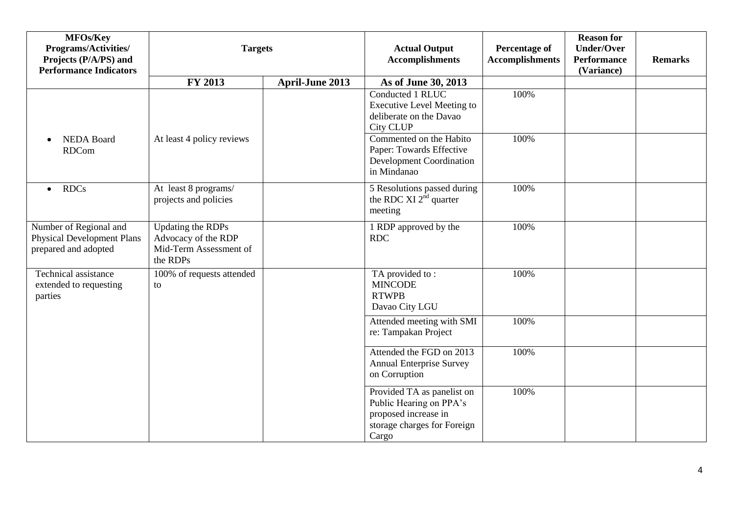| MFOs/Key Programs/Activities/ Projects (P/A/PS) and Performance Indicators | Targets | | Actual Output Accomplishments | Percentage of Accomplishments | Reason for Under/Over Performance (Variance) | Remarks |
|---|---|---|---|---|---|---|
| | FY 2013 | April-June 2013 | As of June 30, 2013 | | | |
| • NEDA Board RDCom | At least 4 policy reviews | | Conducted 1 RLUC Executive Level Meeting to deliberate on the Davao City CLUP | 100% | | |
| | | | Commented on the Habito Paper: Towards Effective Development Coordination in Mindanao | 100% | | |
| • RDCs | At least 8 programs/ projects and policies | | 5 Resolutions passed during the RDC XI 2nd quarter meeting | 100% | | |
| Number of Regional and Physical Development Plans prepared and adopted | Updating the RDPs Advocacy of the RDP Mid-Term Assessment of the RDPs | | 1 RDP approved by the RDC | 100% | | |
| Technical assistance extended to requesting parties | 100% of requests attended to | | TA provided to : MINCODE RTWPB Davao City LGU | 100% | | |
| | | | Attended meeting with SMI re: Tampakan Project | 100% | | |
| | | | Attended the FGD on 2013 Annual Enterprise Survey on Corruption | 100% | | |
| | | | Provided TA as panelist on Public Hearing on PPA's proposed increase in storage charges for Foreign Cargo | 100% | | |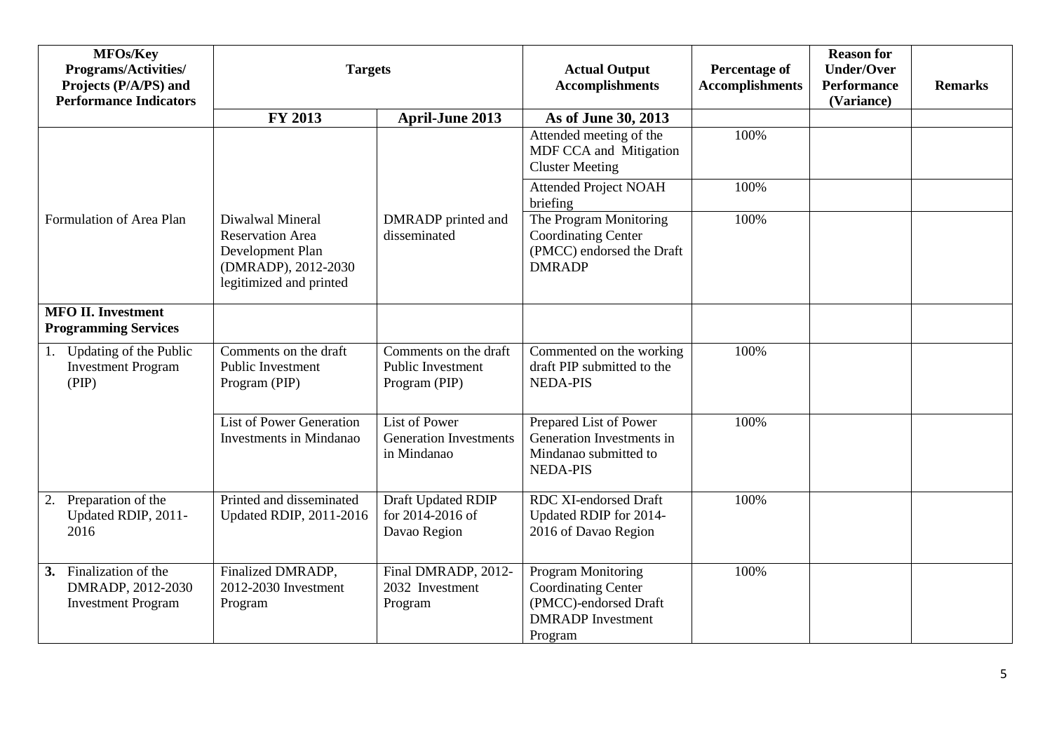| MFOs/Key Programs/Activities/ Projects (P/A/PS) and Performance Indicators | Targets | | Actual Output Accomplishments | Percentage of Accomplishments | Reason for Under/Over Performance (Variance) | Remarks |
|---|---|---|---|---|---|---|
| | FY 2013 | April-June 2013 | As of June 30, 2013 | | | |
| | | | Attended meeting of the MDF CCA and Mitigation Cluster Meeting | 100% | | |
| | | | Attended Project NOAH briefing | 100% | | |
| Formulation of Area Plan | Diwalwal Mineral Reservation Area Development Plan (DMRADP), 2012-2030 legitimized and printed | DMRADP printed and disseminated | The Program Monitoring Coordinating Center (PMCC) endorsed the Draft DMRADP | 100% | | |
| **MFO II. Investment Programming Services** | | | | | | |
| 1. Updating of the Public Investment Program (PIP) | Comments on the draft Public Investment Program (PIP) | Comments on the draft Public Investment Program (PIP) | Commented on the working draft PIP submitted to the NEDA-PIS | 100% | | |
| | List of Power Generation Investments in Mindanao | List of Power Generation Investments in Mindanao | Prepared List of Power Generation Investments in Mindanao submitted to NEDA-PIS | 100% | | |
| 2. Preparation of the Updated RDIP, 2011-2016 | Printed and disseminated Updated RDIP, 2011-2016 | Draft Updated RDIP for 2014-2016 of Davao Region | RDC XI-endorsed Draft Updated RDIP for 2014-2016 of Davao Region | 100% | | |
| **3.** Finalization of the DMRADP, 2012-2030 Investment Program | Finalized DMRADP, 2012-2030 Investment Program | Final DMRADP, 2012-2032 Investment Program | Program Monitoring Coordinating Center (PMCC)-endorsed Draft DMRADP Investment Program | 100% | | |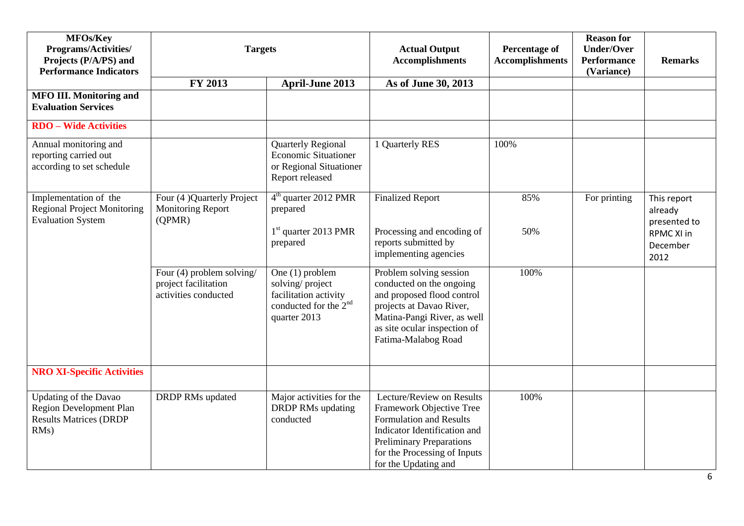| MFOs/Key Programs/Activities/ Projects (P/A/PS) and Performance Indicators | Targets | | Actual Output Accomplishments | Percentage of Accomplishments | Reason for Under/Over Performance (Variance) | Remarks |
|---|---|---|---|---|---|---|
| | FY 2013 | April-June 2013 | As of June 30, 2013 | | | |
| **MFO III. Monitoring and Evaluation Services** | | | | | | |
| **RDO – Wide Activities** | | | | | | |
| Annual monitoring and reporting carried out according to set schedule | | Quarterly Regional Economic Situationer or Regional Situationer Report released | 1 Quarterly RES | 100% | | |
| Implementation of the Regional Project Monitoring Evaluation System | Four (4 )Quarterly Project Monitoring Report (QPMR) | 4th quarter 2012 PMR prepared | Finalized Report | 85% | For printing | This report already presented to RPMC XI in December 2012 |
| | | 1st quarter 2013 PMR prepared | Processing and encoding of reports submitted by implementing agencies | 50% | | |
| | Four (4) problem solving/ project facilitation activities conducted | One (1) problem solving/ project facilitation activity conducted for the 2nd quarter 2013 | Problem solving session conducted on the ongoing and proposed flood control projects at Davao River, Matina-Pangi River, as well as site ocular inspection of Fatima-Malabog Road | 100% | | |
| **NRO XI-Specific Activities** | | | | | | |
| Updating of the Davao Region Development Plan Results Matrices (DRDP RMs) | DRDP RMs updated | Major activities for the DRDP RMs updating conducted | Lecture/Review on Results Framework Objective Tree Formulation and Results Indicator Identification and Preliminary Preparations for the Processing of Inputs for the Updating and | 100% | | |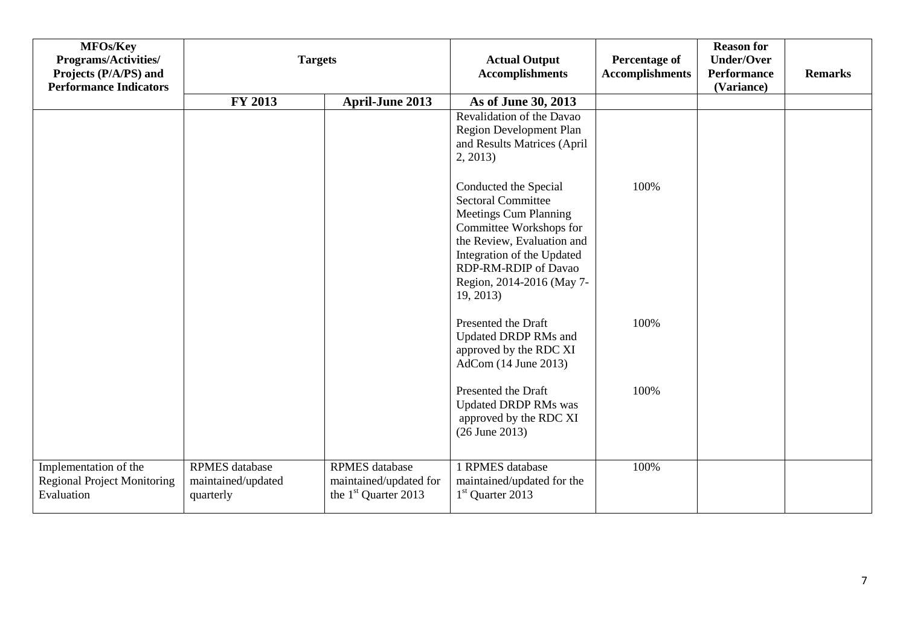| MFOs/Key Programs/Activities/ Projects (P/A/PS) and Performance Indicators | Targets | | Actual Output Accomplishments | Percentage of Accomplishments | Reason for Under/Over Performance (Variance) | Remarks |
|---|---|---|---|---|---|---|
| | FY 2013 | April-June 2013 | As of June 30, 2013 | | | |
| | | | Revalidation of the Davao Region Development Plan and Results Matrices (April 2, 2013) | | | |
| | | | Conducted the Special Sectoral Committee Meetings Cum Planning Committee Workshops for the Review, Evaluation and Integration of the Updated RDP-RM-RDIP of Davao Region, 2014-2016 (May 7-19, 2013) | 100% | | |
| | | | Presented the Draft Updated DRDP RMs and approved by the RDC XI AdCom (14 June 2013) | 100% | | |
| | | | Presented the Draft Updated DRDP RMs was approved by the RDC XI (26 June 2013) | 100% | | |
| Implementation of the Regional Project Monitoring Evaluation | RPMES database maintained/updated quarterly | RPMES database maintained/updated for the 1st Quarter 2013 | 1 RPMES database maintained/updated for the 1st Quarter 2013 | 100% | | |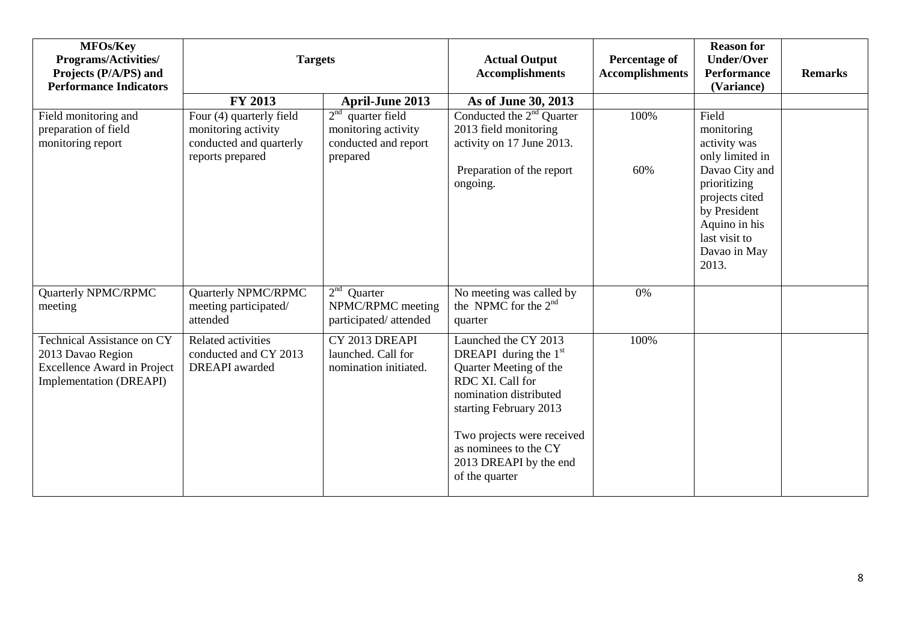| MFOs/Key Programs/Activities/ Projects (P/A/PS) and Performance Indicators | Targets | | Actual Output Accomplishments | Percentage of Accomplishments | Reason for Under/Over Performance (Variance) | Remarks |
|---|---|---|---|---|---|---|
| | FY 2013 | April-June 2013 | As of June 30, 2013 | | | |
| Field monitoring and preparation of field monitoring report | Four (4) quarterly field monitoring activity conducted and quarterly reports prepared | 2nd quarter field monitoring activity conducted and report prepared | Conducted the 2nd Quarter 2013 field monitoring activity on 17 June 2013.<br><br>Preparation of the report ongoing. | 100%<br><br>60% | Field monitoring activity was only limited in Davao City and prioritizing projects cited by President Aquino in his last visit to Davao in May 2013. | |
| Quarterly NPMC/RPMC meeting | Quarterly NPMC/RPMC meeting participated/ attended | 2nd Quarter NPMC/RPMC meeting participated/ attended | No meeting was called by the NPMC for the 2nd quarter | 0% | | |
| Technical Assistance on CY 2013 Davao Region Excellence Award in Project Implementation (DREAPI) | Related activities conducted and CY 2013 DREAPI awarded | CY 2013 DREAPI launched. Call for nomination initiated. | Launched the CY 2013 DREAPI during the 1st Quarter Meeting of the RDC XI. Call for nomination distributed starting February 2013<br><br>Two projects were received as nominees to the CY 2013 DREAPI by the end of the quarter | 100% | | |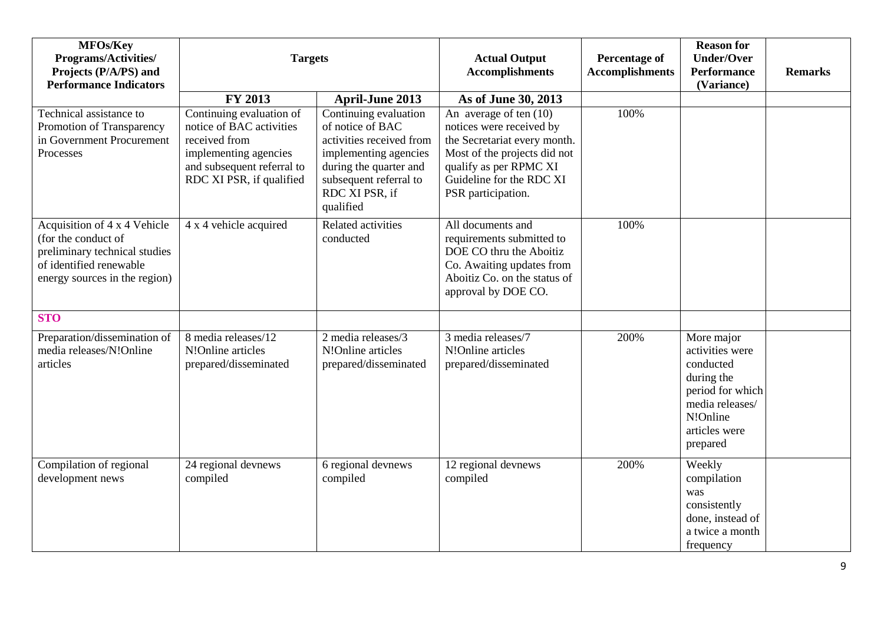| MFOs/Key Programs/Activities/ Projects (P/A/PS) and Performance Indicators | Targets | | Actual Output Accomplishments | Percentage of Accomplishments | Reason for Under/Over Performance (Variance) | Remarks |
|---|---|---|---|---|---|---|
| | **FY 2013** | **April-June 2013** | **As of June 30, 2013** | | | |
| Technical assistance to Promotion of Transparency in Government Procurement Processes | Continuing evaluation of notice of BAC activities received from implementing agencies and subsequent referral to RDC XI PSR, if qualified | Continuing evaluation of notice of BAC activities received from implementing agencies during the quarter and subsequent referral to RDC XI PSR, if qualified | An average of ten (10) notices were received by the Secretariat every month. Most of the projects did not qualify as per RPMC XI Guideline for the RDC XI PSR participation. | 100% | | |
| Acquisition of 4 x 4 Vehicle (for the conduct of preliminary technical studies of identified renewable energy sources in the region) | 4 x 4 vehicle acquired | Related activities conducted | All documents and requirements submitted to DOE CO thru the Aboitiz Co. Awaiting updates from Aboitiz Co. on the status of approval by DOE CO. | 100% | | |
| **STO** | | | | | | |
| Preparation/dissemination of media releases/N!Online articles | 8 media releases/12 N!Online articles prepared/disseminated | 2 media releases/3 N!Online articles prepared/disseminated | 3 media releases/7 N!Online articles prepared/disseminated | 200% | More major activities were conducted during the period for which media releases/ N!Online articles were prepared | |
| Compilation of regional development news | 24 regional devnews compiled | 6 regional devnews compiled | 12 regional devnews compiled | 200% | Weekly compilation was consistently done, instead of a twice a month frequency | |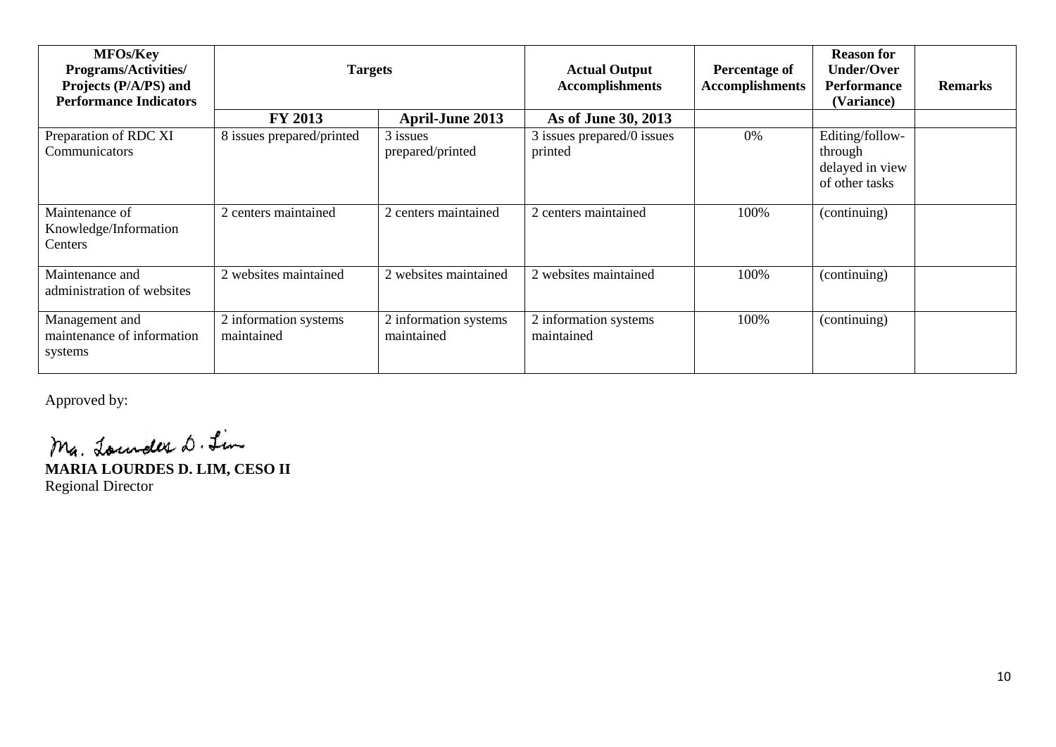| MFOs/Key Programs/Activities/ Projects (P/A/PS) and Performance Indicators | Targets | | Actual Output Accomplishments | Percentage of Accomplishments | Reason for Under/Over Performance (Variance) | Remarks |
|---|---|---|---|---|---|---|
| | **FY 2013** | **April-June 2013** | **As of June 30, 2013** | | | |
| Preparation of RDC XI Communicators | 8 issues prepared/printed | 3 issues prepared/printed | 3 issues prepared/0 issues printed | 0% | Editing/follow-through delayed in view of other tasks | |
| Maintenance of Knowledge/Information Centers | 2 centers maintained | 2 centers maintained | 2 centers maintained | 100% | (continuing) | |
| Maintenance and administration of websites | 2 websites maintained | 2 websites maintained | 2 websites maintained | 100% | (continuing) | |
| Management and maintenance of information systems | 2 information systems maintained | 2 information systems maintained | 2 information systems maintained | 100% | (continuing) | |

Approved by:

Ma. Lourdes D. Lim

**MARIA LOURDES D. LIM, CESO II**
Regional Director